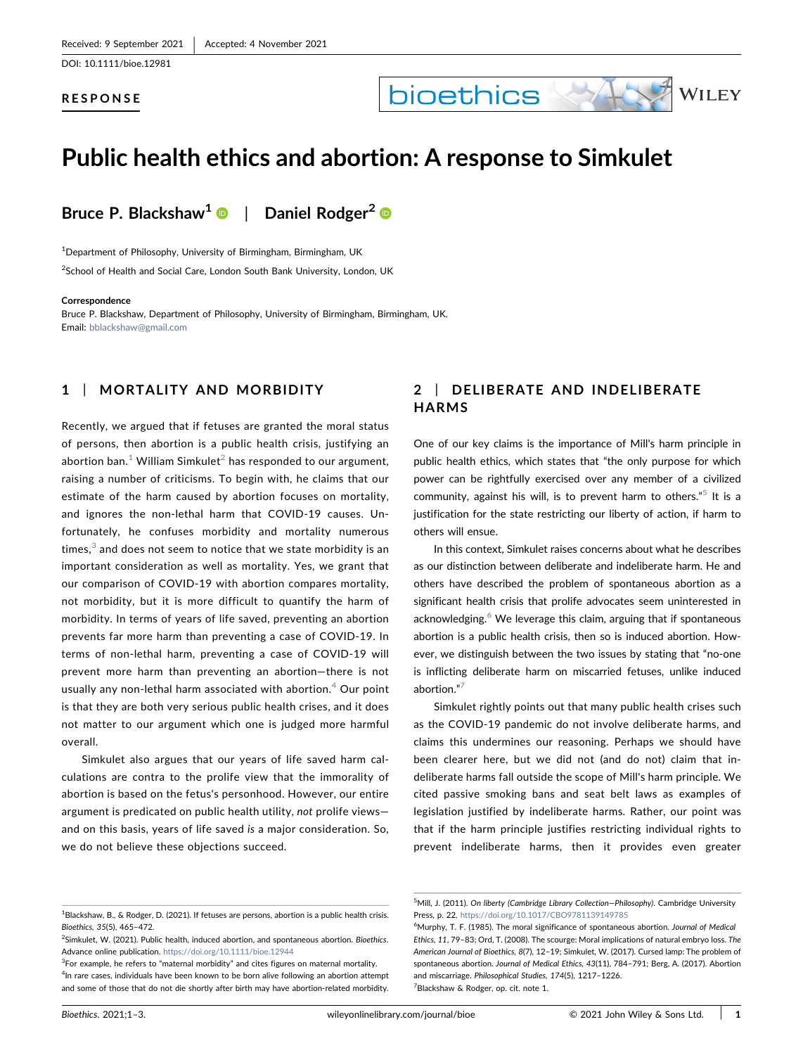Received: 9 September 2021 | Accepted: 4 November 2021

DOI: 10.1111/bioe.12981

**RESPONSE**

# Public health ethics and abortion: A response to Simkulet

**Bruce P. Blackshaw[1]** | **Daniel Rodger[2]**

[1]Department of Philosophy, University of Birmingham, Birmingham, UK

[2]School of Health and Social Care, London South Bank University, London, UK

**Correspondence**
Bruce P. Blackshaw, Department of Philosophy, University of Birmingham, Birmingham, UK.
Email: bblackshaw@gmail.com

## 1 | MORTALITY AND MORBIDITY

Recently, we argued that if fetuses are granted the moral status of persons, then abortion is a public health crisis, justifying an abortion ban.[1] William Simkulet[2] has responded to our argument, raising a number of criticisms. To begin with, he claims that our estimate of the harm caused by abortion focuses on mortality, and ignores the non-lethal harm that COVID-19 causes. Unfortunately, he confuses morbidity and mortality numerous times,[3] and does not seem to notice that we state morbidity is an important consideration as well as mortality. Yes, we grant that our comparison of COVID-19 with abortion compares mortality, not morbidity, but it is more difficult to quantify the harm of morbidity. In terms of years of life saved, preventing an abortion prevents far more harm than preventing a case of COVID-19. In terms of non-lethal harm, preventing a case of COVID-19 will prevent more harm than preventing an abortion—there is not usually any non-lethal harm associated with abortion.[4] Our point is that they are both very serious public health crises, and it does not matter to our argument which one is judged more harmful overall.

Simkulet also argues that our years of life saved harm calculations are contra to the prolife view that the immorality of abortion is based on the fetus's personhood. However, our entire argument is predicated on public health utility, *not* prolife views—and on this basis, years of life saved *is* a major consideration. So, we do not believe these objections succeed.

## 2 | DELIBERATE AND INDELIBERATE HARMS

One of our key claims is the importance of Mill's harm principle in public health ethics, which states that "the only purpose for which power can be rightfully exercised over any member of a civilized community, against his will, is to prevent harm to others."[5] It is a justification for the state restricting our liberty of action, if harm to others will ensue.

In this context, Simkulet raises concerns about what he describes as our distinction between deliberate and indeliberate harm. He and others have described the problem of spontaneous abortion as a significant health crisis that prolife advocates seem uninterested in acknowledging.[6] We leverage this claim, arguing that if spontaneous abortion is a public health crisis, then so is induced abortion. However, we distinguish between the two issues by stating that "no-one is inflicting deliberate harm on miscarried fetuses, unlike induced abortion."[7]

Simkulet rightly points out that many public health crises such as the COVID-19 pandemic do not involve deliberate harms, and claims this undermines our reasoning. Perhaps we should have been clearer here, but we did not (and do not) claim that indeliberate harms fall outside the scope of Mill's harm principle. We cited passive smoking bans and seat belt laws as examples of legislation justified by indeliberate harms. Rather, our point was that if the harm principle justifies restricting individual rights to prevent indeliberate harms, then it provides even greater

---

[1]Blackshaw, B., & Rodger, D. (2021). If fetuses are persons, abortion is a public health crisis. *Bioethics*, *35*(5), 465–472.

[2]Simkulet, W. (2021). Public health, induced abortion, and spontaneous abortion. *Bioethics*. Advance online publication. https://doi.org/10.1111/bioe.12944

[3]For example, he refers to "maternal morbidity" and cites figures on maternal mortality.

[4]In rare cases, individuals have been known to be born alive following an abortion attempt and some of those that do not die shortly after birth may have abortion-related morbidity.

[5]Mill, J. (2011). *On liberty (Cambridge Library Collection—Philosophy)*. Cambridge University Press, p. 22. https://doi.org/10.1017/CBO9781139149785

[6]Murphy, T. F. (1985). The moral significance of spontaneous abortion. *Journal of Medical Ethics*, *11*, 79–83; Ord, T. (2008). The scourge: Moral implications of natural embryo loss. *The American Journal of Bioethics*, *8*(7), 12–19; Simkulet, W. (2017). Cursed lamp: The problem of spontaneous abortion. *Journal of Medical Ethics*, *43*(11), 784–791; Berg, A. (2017). Abortion and miscarriage. *Philosophical Studies*, *174*(5), 1217–1226.

[7]Blackshaw & Rodger, op. cit. note 1.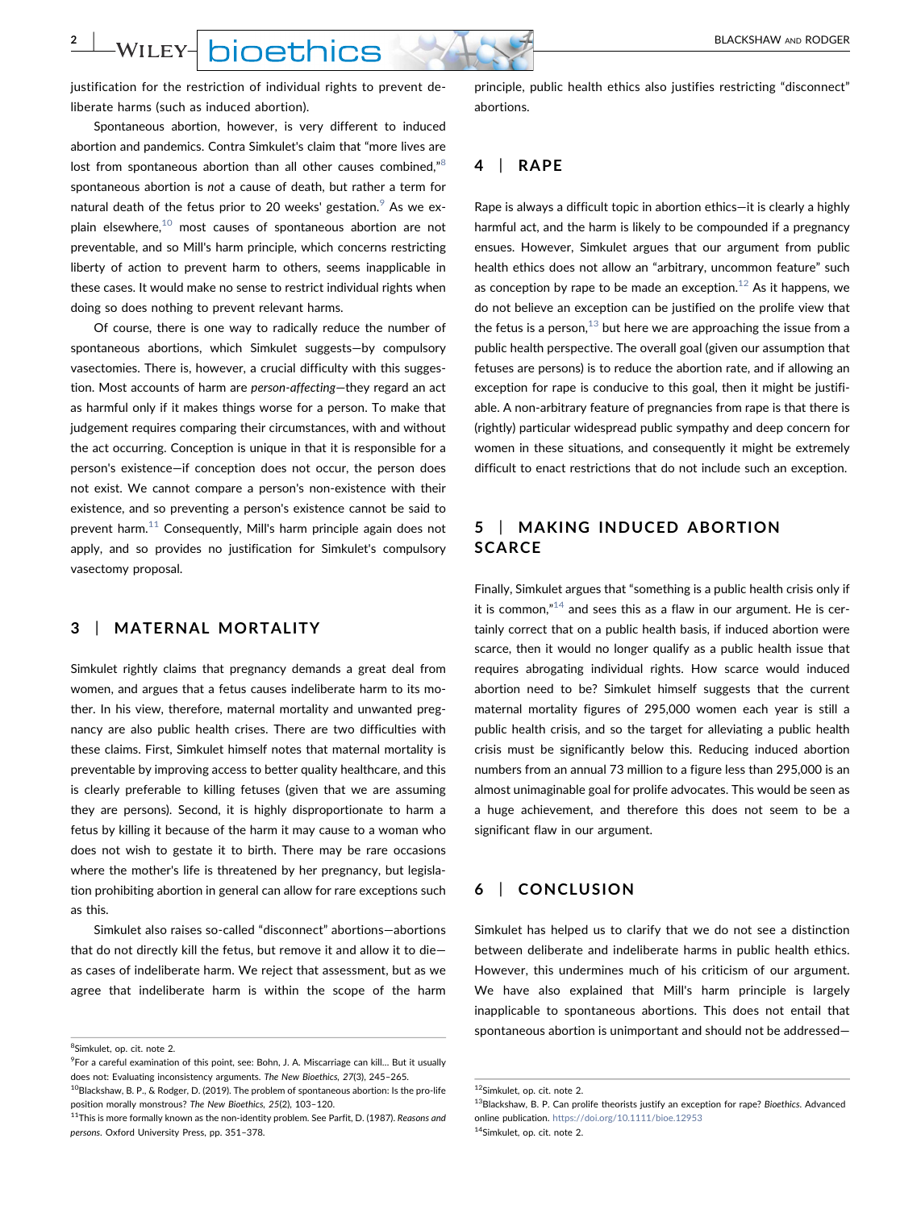justification for the restriction of individual rights to prevent deliberate harms (such as induced abortion).

Spontaneous abortion, however, is very different to induced abortion and pandemics. Contra Simkulet's claim that "more lives are lost from spontaneous abortion than all other causes combined,"[8] spontaneous abortion is *not* a cause of death, but rather a term for natural death of the fetus prior to 20 weeks' gestation.[9] As we explain elsewhere,[10] most causes of spontaneous abortion are not preventable, and so Mill's harm principle, which concerns restricting liberty of action to prevent harm to others, seems inapplicable in these cases. It would make no sense to restrict individual rights when doing so does nothing to prevent relevant harms.

Of course, there is one way to radically reduce the number of spontaneous abortions, which Simkulet suggests—by compulsory vasectomies. There is, however, a crucial difficulty with this suggestion. Most accounts of harm are *person-affecting*—they regard an act as harmful only if it makes things worse for a person. To make that judgement requires comparing their circumstances, with and without the act occurring. Conception is unique in that it is responsible for a person's existence—if conception does not occur, the person does not exist. We cannot compare a person's non-existence with their existence, and so preventing a person's existence cannot be said to prevent harm.[11] Consequently, Mill's harm principle again does not apply, and so provides no justification for Simkulet's compulsory vasectomy proposal.

## 3 | MATERNAL MORTALITY

Simkulet rightly claims that pregnancy demands a great deal from women, and argues that a fetus causes indeliberate harm to its mother. In his view, therefore, maternal mortality and unwanted pregnancy are also public health crises. There are two difficulties with these claims. First, Simkulet himself notes that maternal mortality is preventable by improving access to better quality healthcare, and this is clearly preferable to killing fetuses (given that we are assuming they are persons). Second, it is highly disproportionate to harm a fetus by killing it because of the harm it may cause to a woman who does not wish to gestate it to birth. There may be rare occasions where the mother's life is threatened by her pregnancy, but legislation prohibiting abortion in general can allow for rare exceptions such as this.

Simkulet also raises so-called "disconnect" abortions—abortions that do not directly kill the fetus, but remove it and allow it to die—as cases of indeliberate harm. We reject that assessment, but as we agree that indeliberate harm is within the scope of the harm principle, public health ethics also justifies restricting "disconnect" abortions.

## 4 | RAPE

Rape is always a difficult topic in abortion ethics—it is clearly a highly harmful act, and the harm is likely to be compounded if a pregnancy ensues. However, Simkulet argues that our argument from public health ethics does not allow an "arbitrary, uncommon feature" such as conception by rape to be made an exception.[12] As it happens, we do not believe an exception can be justified on the prolife view that the fetus is a person,[13] but here we are approaching the issue from a public health perspective. The overall goal (given our assumption that fetuses are persons) is to reduce the abortion rate, and if allowing an exception for rape is conducive to this goal, then it might be justifiable. A non-arbitrary feature of pregnancies from rape is that there is (rightly) particular widespread public sympathy and deep concern for women in these situations, and consequently it might be extremely difficult to enact restrictions that do not include such an exception.

## 5 | MAKING INDUCED ABORTION SCARCE

Finally, Simkulet argues that "something is a public health crisis only if it is common,"[14] and sees this as a flaw in our argument. He is certainly correct that on a public health basis, if induced abortion were scarce, then it would no longer qualify as a public health issue that requires abrogating individual rights. How scarce would induced abortion need to be? Simkulet himself suggests that the current maternal mortality figures of 295,000 women each year is still a public health crisis, and so the target for alleviating a public health crisis must be significantly below this. Reducing induced abortion numbers from an annual 73 million to a figure less than 295,000 is an almost unimaginable goal for prolife advocates. This would be seen as a huge achievement, and therefore this does not seem to be a significant flaw in our argument.

## 6 | CONCLUSION

Simkulet has helped us to clarify that we do not see a distinction between deliberate and indeliberate harms in public health ethics. However, this undermines much of his criticism of our argument. We have also explained that Mill's harm principle is largely inapplicable to spontaneous abortions. This does not entail that spontaneous abortion is unimportant and should not be addressed—

---

[8] Simkulet, op. cit. note 2.

[9] For a careful examination of this point, see: Bohn, J. A. Miscarriage can kill… But it usually does not: Evaluating inconsistency arguments. *The New Bioethics, 27*(3), 245–265.

[10] Blackshaw, B. P., & Rodger, D. (2019). The problem of spontaneous abortion: Is the pro-life position morally monstrous? *The New Bioethics, 25*(2), 103–120.

[11] This is more formally known as the non-identity problem. See Parfit, D. (1987). *Reasons and persons*. Oxford University Press, pp. 351–378.

[12] Simkulet, op. cit. note 2.

[13] Blackshaw, B. P. Can prolife theorists justify an exception for rape? *Bioethics*. Advanced online publication. https://doi.org/10.1111/bioe.12953

[14] Simkulet, op. cit. note 2.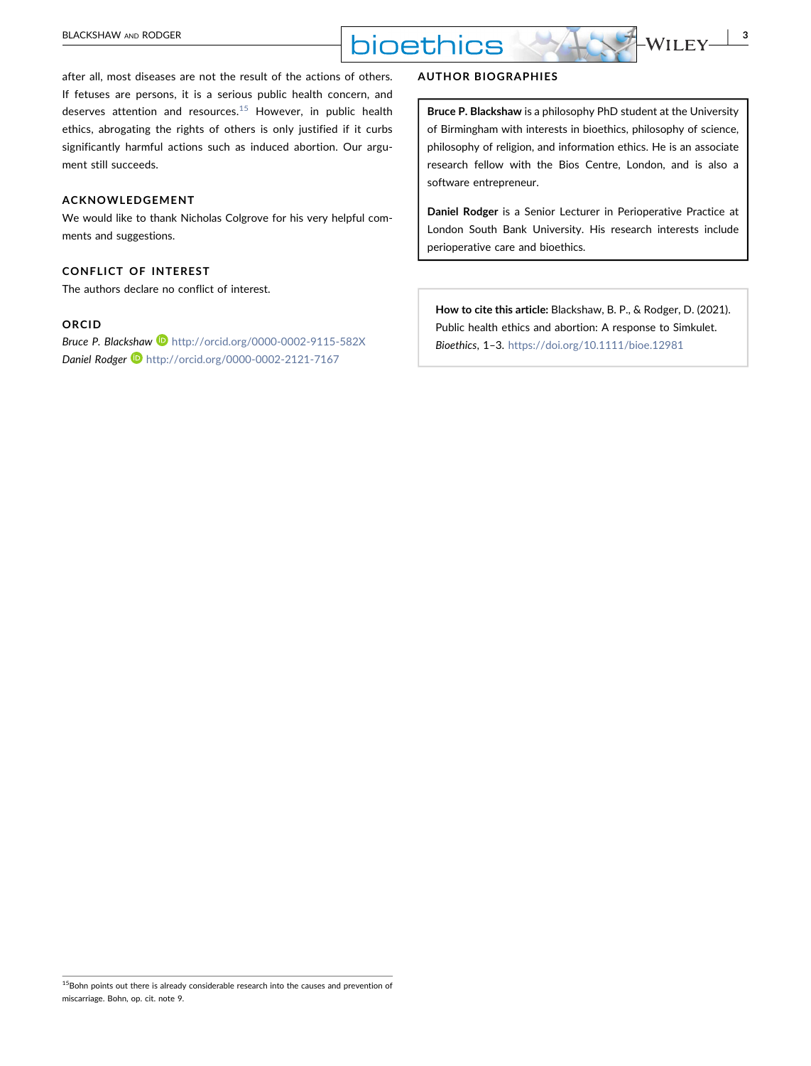after all, most diseases are not the result of the actions of others. If fetuses are persons, it is a serious public health concern, and deserves attention and resources.[15] However, in public health ethics, abrogating the rights of others is only justified if it curbs significantly harmful actions such as induced abortion. Our argument still succeeds.

## ACKNOWLEDGEMENT

We would like to thank Nicholas Colgrove for his very helpful comments and suggestions.

## CONFLICT OF INTEREST

The authors declare no conflict of interest.

## ORCID

*Bruce P. Blackshaw* http://orcid.org/0000-0002-9115-582X

*Daniel Rodger* http://orcid.org/0000-0002-2121-7167

## AUTHOR BIOGRAPHIES

**Bruce P. Blackshaw** is a philosophy PhD student at the University of Birmingham with interests in bioethics, philosophy of science, philosophy of religion, and information ethics. He is an associate research fellow with the Bios Centre, London, and is also a software entrepreneur.

**Daniel Rodger** is a Senior Lecturer in Perioperative Practice at London South Bank University. His research interests include perioperative care and bioethics.

**How to cite this article:** Blackshaw, B. P., & Rodger, D. (2021). Public health ethics and abortion: A response to Simkulet. *Bioethics*, 1–3. https://doi.org/10.1111/bioe.12981

---

[15] Bohn points out there is already considerable research into the causes and prevention of miscarriage. Bohn, op. cit. note 9.